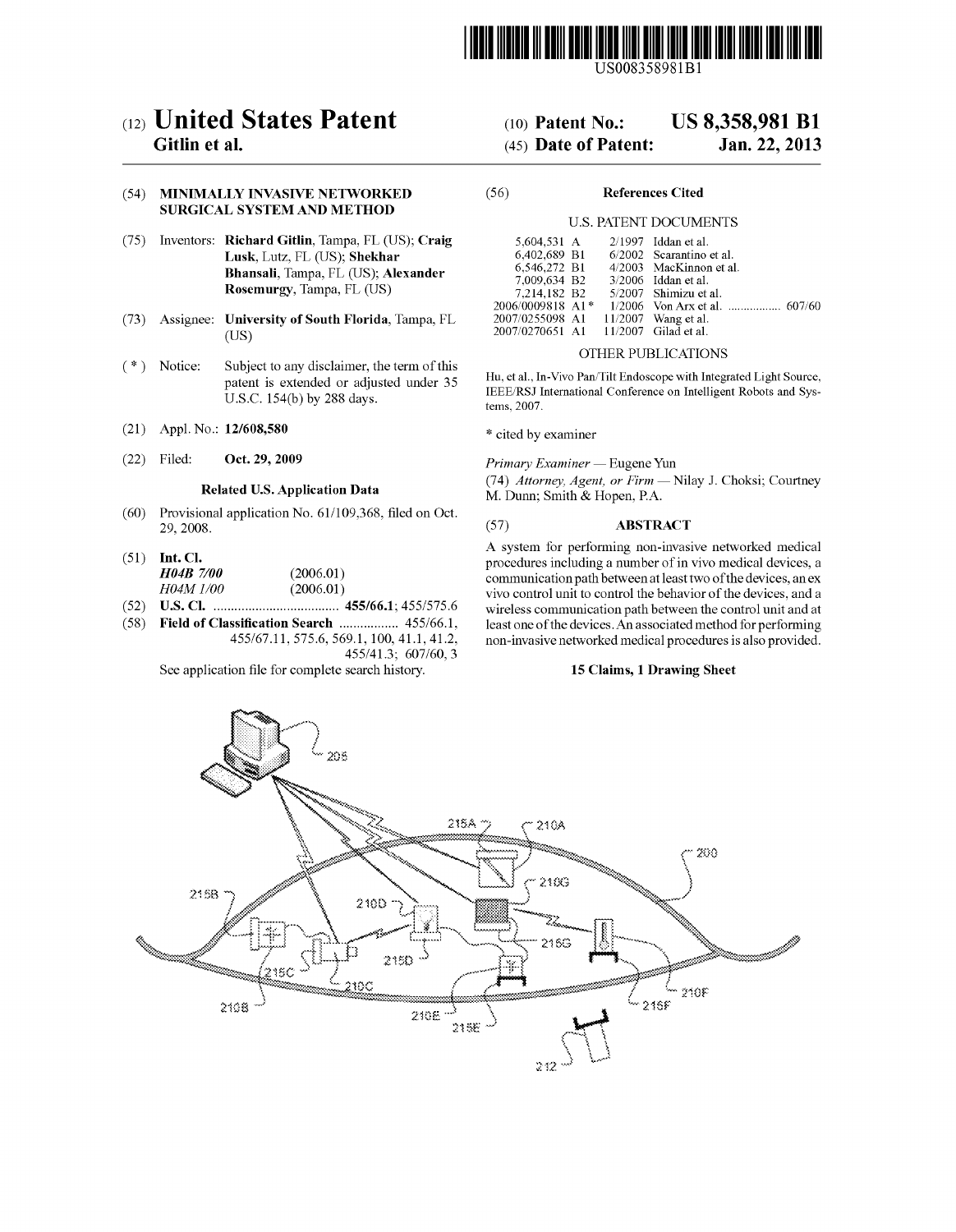US008358981B1

# (12) United States Patent
**Gitlin et al.**

(10) **Patent No.: US 8,358,981 B1**

(45) **Date of Patent: Jan. 22, 2013**

(54) **MINIMALLY INVASIVE NETWORKED SURGICAL SYSTEM AND METHOD**

(75) Inventors: **Richard Gitlin**, Tampa, FL (US); **Craig Lusk**, Lutz, FL (US); **Shekhar Bhansali**, Tampa, FL (US); **Alexander Rosemurgy**, Tampa, FL (US)

(73) Assignee: **University of South Florida**, Tampa, FL (US)

( * ) Notice: Subject to any disclaimer, the term of this patent is extended or adjusted under 35 U.S.C. 154(b) by 288 days.

(21) Appl. No.: **12/608,580**

(22) Filed: **Oct. 29, 2009**

**Related U.S. Application Data**

(60) Provisional application No. 61/109,368, filed on Oct. 29, 2008.

(51) **Int. Cl.**
*H04B 7/00* (2006.01)
*H04M 1/00* (2006.01)

(52) **U.S. Cl.** .................................... **455/66.1**; 455/575.6

(58) **Field of Classification Search** ................. 455/66.1, 455/67.11, 575.6, 569.1, 100, 41.1, 41.2, 455/41.3; 607/60, 3

See application file for complete search history.

(56) **References Cited**

U.S. PATENT DOCUMENTS

| | | |
|---|---|---|
| 5,604,531 A | 2/1997 | Iddan et al. |
| 6,402,689 B1 | 6/2002 | Scarantino et al. |
| 6,546,272 B1 | 4/2003 | MacKinnon et al. |
| 7,009,634 B2 | 3/2006 | Iddan et al. |
| 7,214,182 B2 | 5/2007 | Shimizu et al. |
| 2006/0009818 A1 * | 1/2006 | Von Arx et al. ................. 607/60 |
| 2007/0255098 A1 | 11/2007 | Wang et al. |
| 2007/0270651 A1 | 11/2007 | Gilad et al. |

OTHER PUBLICATIONS

Hu, et al., In-Vivo Pan/Tilt Endoscope with Integrated Light Source, IEEE/RSJ International Conference on Intelligent Robots and Systems, 2007.

\* cited by examiner

*Primary Examiner* — Eugene Yun

(74) *Attorney, Agent, or Firm* — Nilay J. Choksi; Courtney M. Dunn; Smith & Hopen, P.A.

(57) **ABSTRACT**

A system for performing non-invasive networked medical procedures including a number of in vivo medical devices, a communication path between at least two of the devices, an ex vivo control unit to control the behavior of the devices, and a wireless communication path between the control unit and at least one of the devices. An associated method for performing non-invasive networked medical procedures is also provided.

**15 Claims, 1 Drawing Sheet**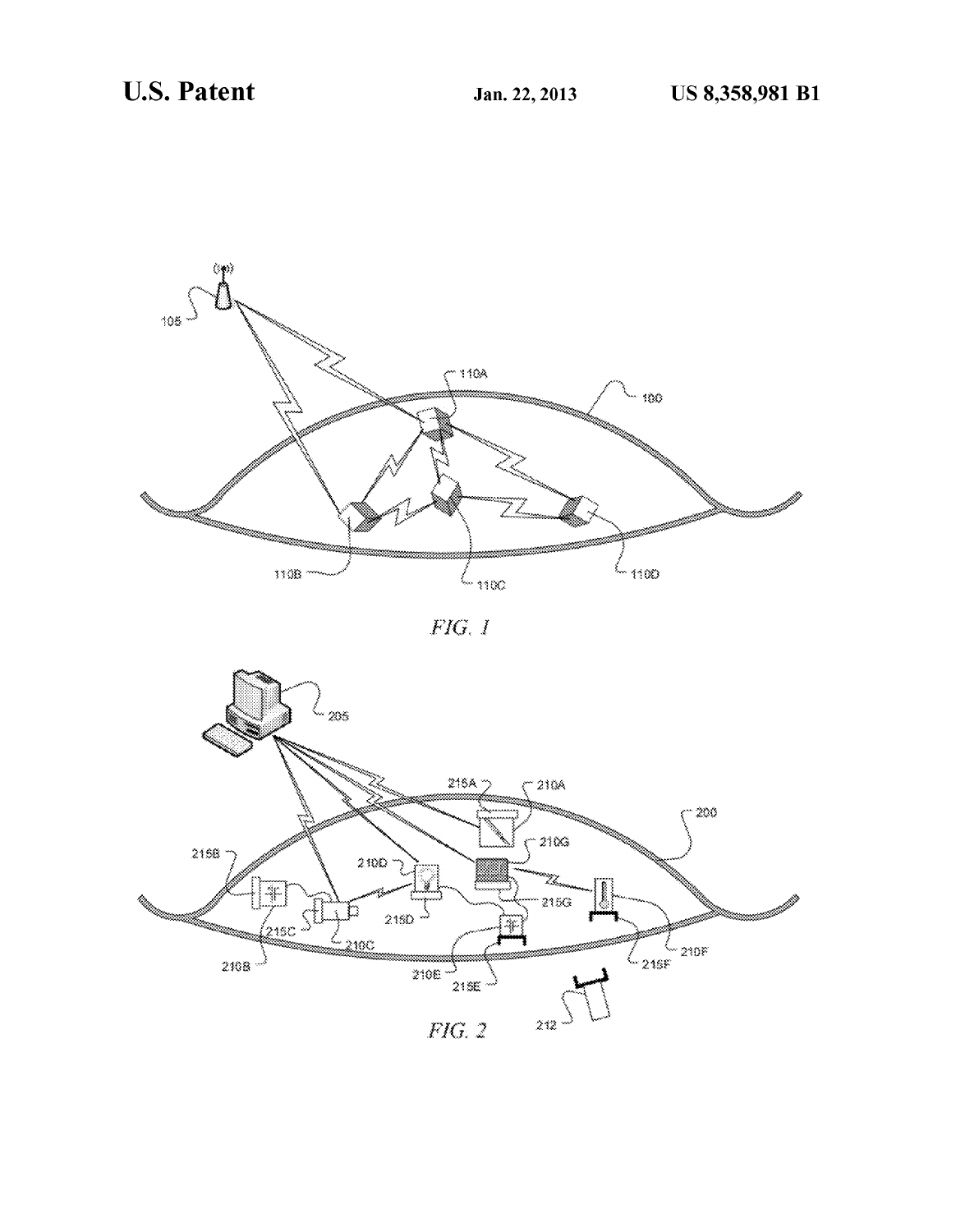FIG. 1

FIG. 2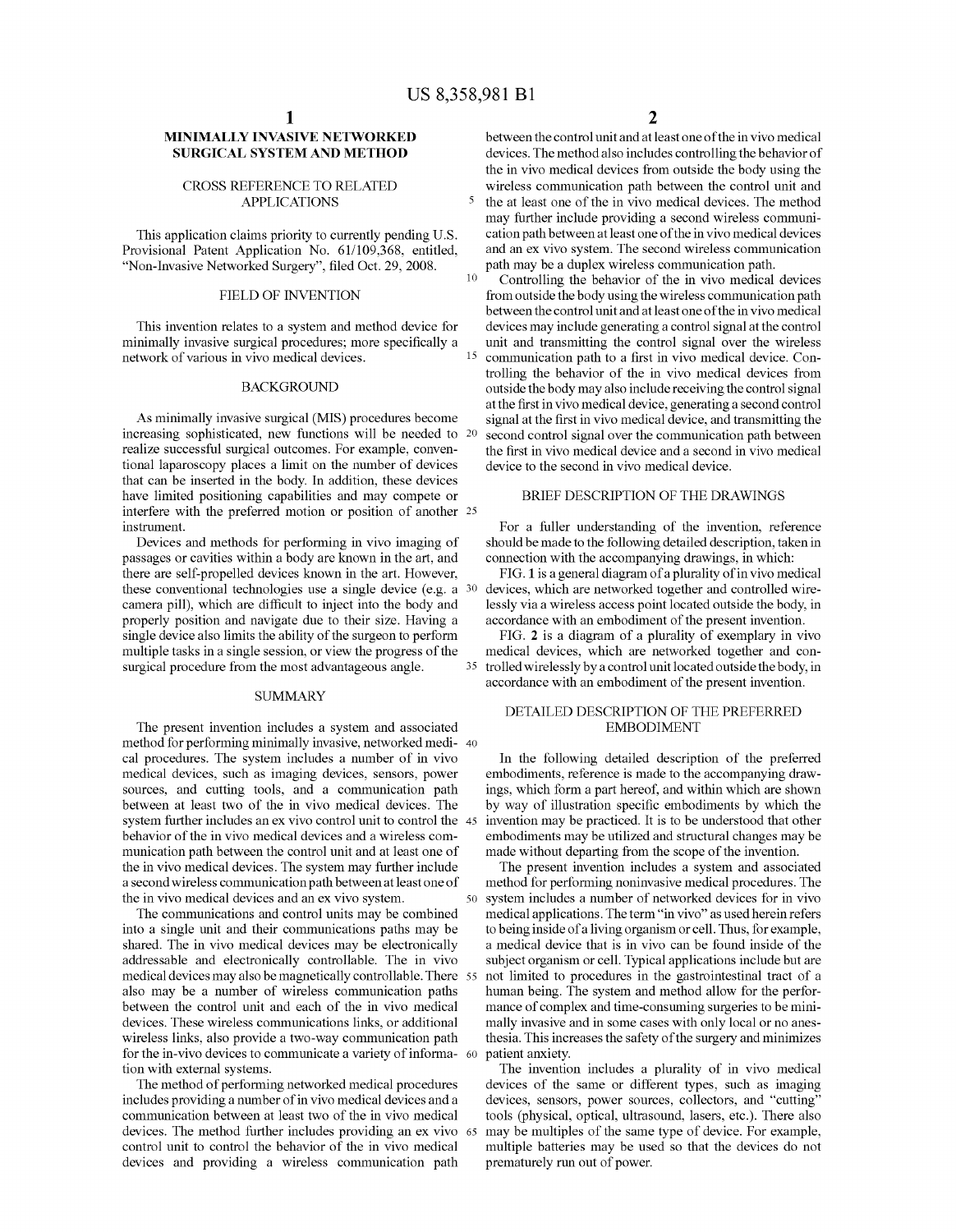# MINIMALLY INVASIVE NETWORKED SURGICAL SYSTEM AND METHOD

## CROSS REFERENCE TO RELATED APPLICATIONS

This application claims priority to currently pending U.S. Provisional Patent Application No. 61/109,368, entitled, "Non-Invasive Networked Surgery", filed Oct. 29, 2008.

## FIELD OF INVENTION

This invention relates to a system and method device for minimally invasive surgical procedures; more specifically a network of various in vivo medical devices.

## BACKGROUND

As minimally invasive surgical (MIS) procedures become increasing sophisticated, new functions will be needed to realize successful surgical outcomes. For example, conventional laparoscopy places a limit on the number of devices that can be inserted in the body. In addition, these devices have limited positioning capabilities and may compete or interfere with the preferred motion or position of another instrument.

Devices and methods for performing in vivo imaging of passages or cavities within a body are known in the art, and there are self-propelled devices known in the art. However, these conventional technologies use a single device (e.g. a camera pill), which are difficult to inject into the body and properly position and navigate due to their size. Having a single device also limits the ability of the surgeon to perform multiple tasks in a single session, or view the progress of the surgical procedure from the most advantageous angle.

## SUMMARY

The present invention includes a system and associated method for performing minimally invasive, networked medical procedures. The system includes a number of in vivo medical devices, such as imaging devices, sensors, power sources, and cutting tools, and a communication path between at least two of the in vivo medical devices. The system further includes an ex vivo control unit to control the behavior of the in vivo medical devices and a wireless communication path between the control unit and at least one of the in vivo medical devices. The system may further include a second wireless communication path between at least one of the in vivo medical devices and an ex vivo system.

The communications and control units may be combined into a single unit and their communications paths may be shared. The in vivo medical devices may be electronically addressable and electronically controllable. The in vivo medical devices may also be magnetically controllable. There also may be a number of wireless communication paths between the control unit and each of the in vivo medical devices. These wireless communications links, or additional wireless links, also provide a two-way communication path for the in-vivo devices to communicate a variety of information with external systems.

The method of performing networked medical procedures includes providing a number of in vivo medical devices and a communication between at least two of the in vivo medical devices. The method further includes providing an ex vivo control unit to control the behavior of the in vivo medical devices and providing a wireless communication path between the control unit and at least one of the in vivo medical devices. The method also includes controlling the behavior of the in vivo medical devices from outside the body using the wireless communication path between the control unit and the at least one of the in vivo medical devices. The method may further include providing a second wireless communication path between at least one of the in vivo medical devices and an ex vivo system. The second wireless communication path may be a duplex wireless communication path.

Controlling the behavior of the in vivo medical devices from outside the body using the wireless communication path between the control unit and at least one of the in vivo medical devices may include generating a control signal at the control unit and transmitting the control signal over the wireless communication path to a first in vivo medical device. Controlling the behavior of the in vivo medical devices from outside the body may also include receiving the control signal at the first in vivo medical device, generating a second control signal at the first in vivo medical device, and transmitting the second control signal over the communication path between the first in vivo medical device and a second in vivo medical device to the second in vivo medical device.

## BRIEF DESCRIPTION OF THE DRAWINGS

For a fuller understanding of the invention, reference should be made to the following detailed description, taken in connection with the accompanying drawings, in which:

FIG. **1** is a general diagram of a plurality of in vivo medical devices, which are networked together and controlled wirelessly via a wireless access point located outside the body, in accordance with an embodiment of the present invention.

FIG. **2** is a diagram of a plurality of exemplary in vivo medical devices, which are networked together and controlled wirelessly by a control unit located outside the body, in accordance with an embodiment of the present invention.

## DETAILED DESCRIPTION OF THE PREFERRED EMBODIMENT

In the following detailed description of the preferred embodiments, reference is made to the accompanying drawings, which form a part hereof, and within which are shown by way of illustration specific embodiments by which the invention may be practiced. It is to be understood that other embodiments may be utilized and structural changes may be made without departing from the scope of the invention.

The present invention includes a system and associated method for performing noninvasive medical procedures. The system includes a number of networked devices for in vivo medical applications. The term "in vivo" as used herein refers to being inside of a living organism or cell. Thus, for example, a medical device that is in vivo can be found inside of the subject organism or cell. Typical applications include but are not limited to procedures in the gastrointestinal tract of a human being. The system and method allow for the performance of complex and time-consuming surgeries to be minimally invasive and in some cases with only local or no anesthesia. This increases the safety of the surgery and minimizes patient anxiety.

The invention includes a plurality of in vivo medical devices of the same or different types, such as imaging devices, sensors, power sources, collectors, and "cutting" tools (physical, optical, ultrasound, lasers, etc.). There also may be multiples of the same type of device. For example, multiple batteries may be used so that the devices do not prematurely run out of power.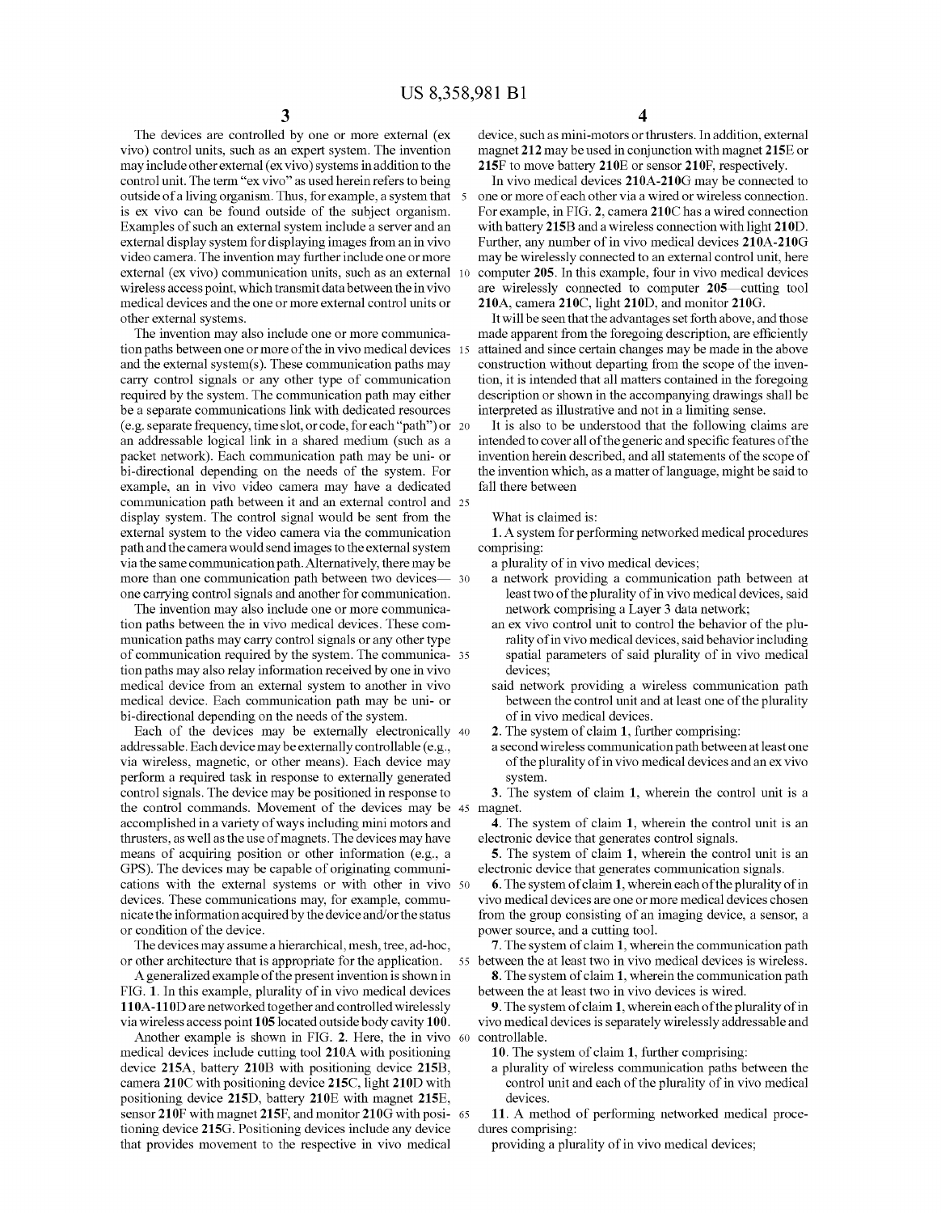The devices are controlled by one or more external (ex vivo) control units, such as an expert system. The invention may include other external (ex vivo) systems in addition to the control unit. The term "ex vivo" as used herein refers to being outside of a living organism. Thus, for example, a system that is ex vivo can be found outside of the subject organism. Examples of such an external system include a server and an external display system for displaying images from an in vivo video camera. The invention may further include one or more external (ex vivo) communication units, such as an external wireless access point, which transmit data between the in vivo medical devices and the one or more external control units or other external systems.

The invention may also include one or more communication paths between one or more of the in vivo medical devices and the external system(s). These communication paths may carry control signals or any other type of communication required by the system. The communication path may either be a separate communications link with dedicated resources (e.g. separate frequency, time slot, or code, for each "path") or an addressable logical link in a shared medium (such as a packet network). Each communication path may be uni- or bi-directional depending on the needs of the system. For example, an in vivo video camera may have a dedicated communication path between it and an external control and display system. The control signal would be sent from the external system to the video camera via the communication path and the camera would send images to the external system via the same communication path. Alternatively, there may be more than one communication path between two devices—one carrying control signals and another for communication.

The invention may also include one or more communication paths between the in vivo medical devices. These communication paths may carry control signals or any other type of communication required by the system. The communication paths may also relay information received by one in vivo medical device from an external system to another in vivo medical device. Each communication path may be uni- or bi-directional depending on the needs of the system.

Each of the devices may be externally electronically addressable. Each device may be externally controllable (e.g., via wireless, magnetic, or other means). Each device may perform a required task in response to externally generated control signals. The device may be positioned in response to the control commands. Movement of the devices may be accomplished in a variety of ways including mini motors and thrusters, as well as the use of magnets. The devices may have means of acquiring position or other information (e.g., a GPS). The devices may be capable of originating communications with the external systems or with other in vivo devices. These communications may, for example, communicate the information acquired by the device and/or the status or condition of the device.

The devices may assume a hierarchical, mesh, tree, ad-hoc, or other architecture that is appropriate for the application.

A generalized example of the present invention is shown in FIG. 1. In this example, plurality of in vivo medical devices **110A-110D** are networked together and controlled wirelessly via wireless access point **105** located outside body cavity **100**.

Another example is shown in FIG. 2. Here, the in vivo medical devices include cutting tool **210A** with positioning device **215A**, battery **210B** with positioning device **215B**, camera **210C** with positioning device **215C**, light **210D** with positioning device **215D**, battery **210E** with magnet **215E**, sensor **210F** with magnet **215F**, and monitor **210G** with positioning device **215G**. Positioning devices include any device that provides movement to the respective in vivo medical device, such as mini-motors or thrusters. In addition, external magnet **212** may be used in conjunction with magnet **215E** or **215F** to move battery **210E** or sensor **210F**, respectively.

In vivo medical devices **210A-210G** may be connected to one or more of each other via a wired or wireless connection. For example, in FIG. 2, camera **210C** has a wired connection with battery **215B** and a wireless connection with light **210D**. Further, any number of in vivo medical devices **210A-210G** may be wirelessly connected to an external control unit, here computer **205**. In this example, four in vivo medical devices are wirelessly connected to computer **205**—cutting tool **210A**, camera **210C**, light **210D**, and monitor **210G**.

It will be seen that the advantages set forth above, and those made apparent from the foregoing description, are efficiently attained and since certain changes may be made in the above construction without departing from the scope of the invention, it is intended that all matters contained in the foregoing description or shown in the accompanying drawings shall be interpreted as illustrative and not in a limiting sense.

It is also to be understood that the following claims are intended to cover all of the generic and specific features of the invention herein described, and all statements of the scope of the invention which, as a matter of language, might be said to fall there between

What is claimed is:

**1**. A system for performing networked medical procedures comprising:

a plurality of in vivo medical devices;

a network providing a communication path between at least two of the plurality of in vivo medical devices, said network comprising a Layer 3 data network;

an ex vivo control unit to control the behavior of the plurality of in vivo medical devices, said behavior including spatial parameters of said plurality of in vivo medical devices;

said network providing a wireless communication path between the control unit and at least one of the plurality of in vivo medical devices.

**2**. The system of claim **1**, further comprising:

a second wireless communication path between at least one of the plurality of in vivo medical devices and an ex vivo system.

**3**. The system of claim **1**, wherein the control unit is a magnet.

**4**. The system of claim **1**, wherein the control unit is an electronic device that generates control signals.

**5**. The system of claim **1**, wherein the control unit is an electronic device that generates communication signals.

**6**. The system of claim **1**, wherein each of the plurality of in vivo medical devices are one or more medical devices chosen from the group consisting of an imaging device, a sensor, a power source, and a cutting tool.

**7**. The system of claim **1**, wherein the communication path between the at least two in vivo medical devices is wireless.

**8**. The system of claim **1**, wherein the communication path between the at least two in vivo devices is wired.

**9**. The system of claim **1**, wherein each of the plurality of in vivo medical devices is separately wirelessly addressable and controllable.

**10**. The system of claim **1**, further comprising:

a plurality of wireless communication paths between the control unit and each of the plurality of in vivo medical devices.

**11**. A method of performing networked medical procedures comprising:

providing a plurality of in vivo medical devices;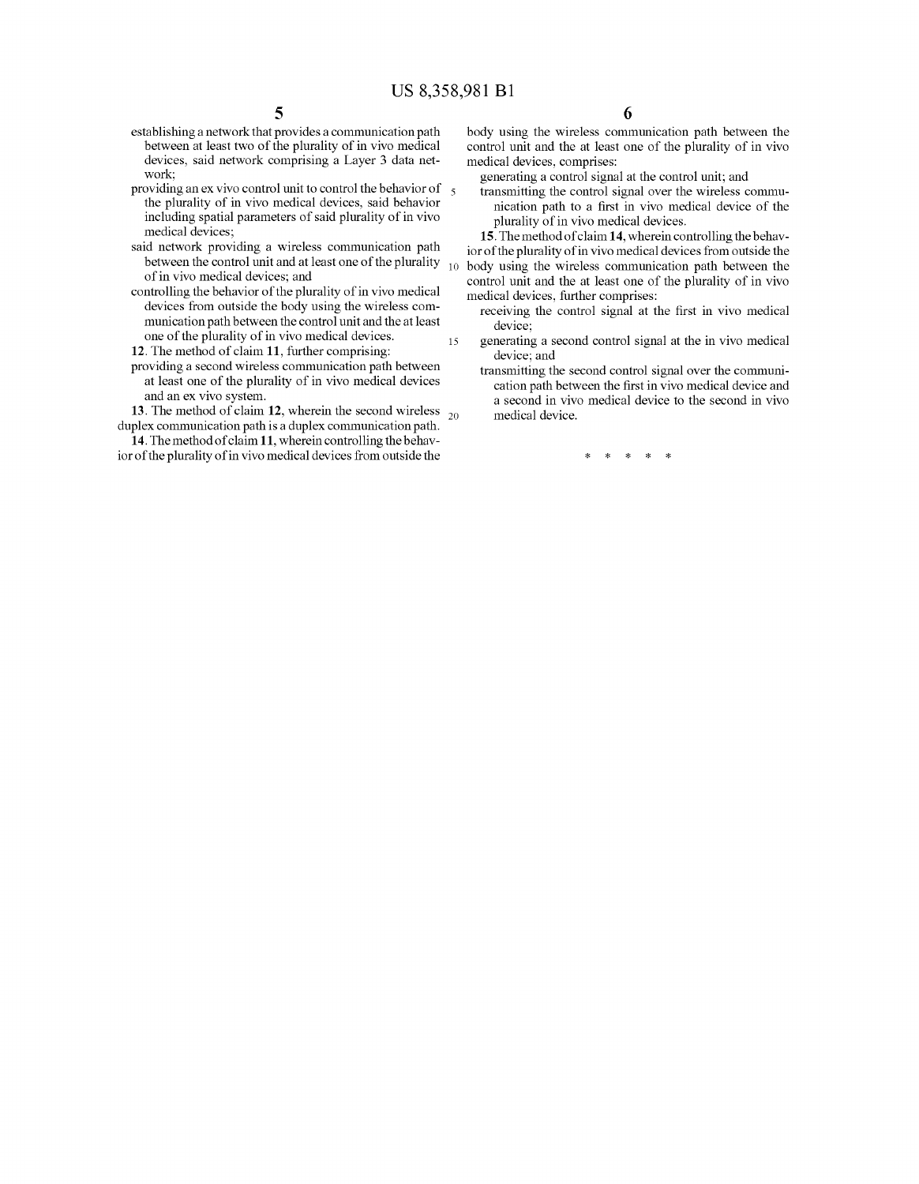establishing a network that provides a communication path between at least two of the plurality of in vivo medical devices, said network comprising a Layer 3 data network;

providing an ex vivo control unit to control the behavior of the plurality of in vivo medical devices, said behavior including spatial parameters of said plurality of in vivo medical devices;

said network providing a wireless communication path between the control unit and at least one of the plurality of in vivo medical devices; and

controlling the behavior of the plurality of in vivo medical devices from outside the body using the wireless communication path between the control unit and the at least one of the plurality of in vivo medical devices.

**12**. The method of claim **11**, further comprising:

providing a second wireless communication path between at least one of the plurality of in vivo medical devices and an ex vivo system.

**13**. The method of claim **12**, wherein the second wireless duplex communication path is a duplex communication path.

**14**. The method of claim **11**, wherein controlling the behavior of the plurality of in vivo medical devices from outside the body using the wireless communication path between the control unit and the at least one of the plurality of in vivo medical devices, comprises:

generating a control signal at the control unit; and

transmitting the control signal over the wireless communication path to a first in vivo medical device of the plurality of in vivo medical devices.

**15**. The method of claim **14**, wherein controlling the behavior of the plurality of in vivo medical devices from outside the body using the wireless communication path between the control unit and the at least one of the plurality of in vivo medical devices, further comprises:

receiving the control signal at the first in vivo medical device;

generating a second control signal at the in vivo medical device; and

transmitting the second control signal over the communication path between the first in vivo medical device and a second in vivo medical device to the second in vivo medical device.

* * * * *